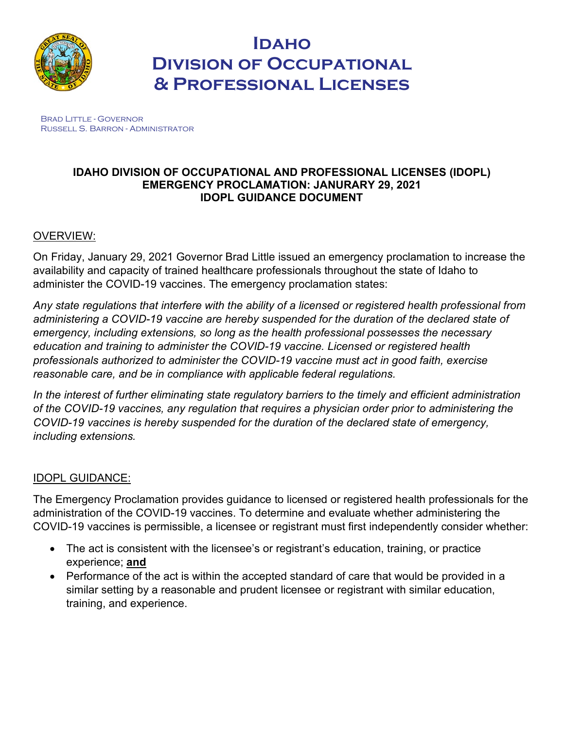# Idaho Division of Occupational & Professional Licenses

Brad Little - Governor
Russell S. Barron - Administrator

**IDAHO DIVISION OF OCCUPATIONAL AND PROFESSIONAL LICENSES (IDOPL)**
**EMERGENCY PROCLAMATION: JANURARY 29, 2021**
**IDOPL GUIDANCE DOCUMENT**

## OVERVIEW:

On Friday, January 29, 2021 Governor Brad Little issued an emergency proclamation to increase the availability and capacity of trained healthcare professionals throughout the state of Idaho to administer the COVID-19 vaccines. The emergency proclamation states:

*Any state regulations that interfere with the ability of a licensed or registered health professional from administering a COVID-19 vaccine are hereby suspended for the duration of the declared state of emergency, including extensions, so long as the health professional possesses the necessary education and training to administer the COVID-19 vaccine. Licensed or registered health professionals authorized to administer the COVID-19 vaccine must act in good faith, exercise reasonable care, and be in compliance with applicable federal regulations.*

*In the interest of further eliminating state regulatory barriers to the timely and efficient administration of the COVID-19 vaccines, any regulation that requires a physician order prior to administering the COVID-19 vaccines is hereby suspended for the duration of the declared state of emergency, including extensions.*

## IDOPL GUIDANCE:

The Emergency Proclamation provides guidance to licensed or registered health professionals for the administration of the COVID-19 vaccines. To determine and evaluate whether administering the COVID-19 vaccines is permissible, a licensee or registrant must first independently consider whether:

- The act is consistent with the licensee's or registrant's education, training, or practice experience; **and**
- Performance of the act is within the accepted standard of care that would be provided in a similar setting by a reasonable and prudent licensee or registrant with similar education, training, and experience.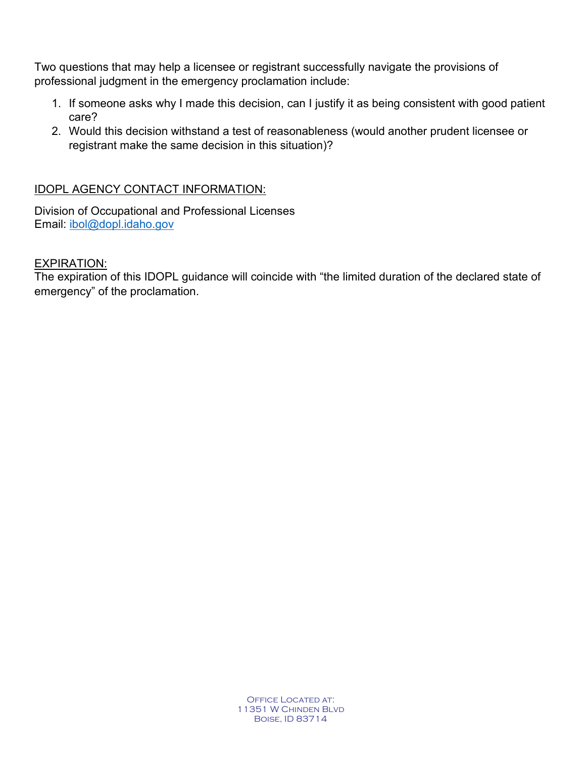Two questions that may help a licensee or registrant successfully navigate the provisions of professional judgment in the emergency proclamation include:

1. If someone asks why I made this decision, can I justify it as being consistent with good patient care?
2. Would this decision withstand a test of reasonableness (would another prudent licensee or registrant make the same decision in this situation)?

IDOPL AGENCY CONTACT INFORMATION:

Division of Occupational and Professional Licenses
Email: ibol@dopl.idaho.gov

EXPIRATION:
The expiration of this IDOPL guidance will coincide with "the limited duration of the declared state of emergency" of the proclamation.